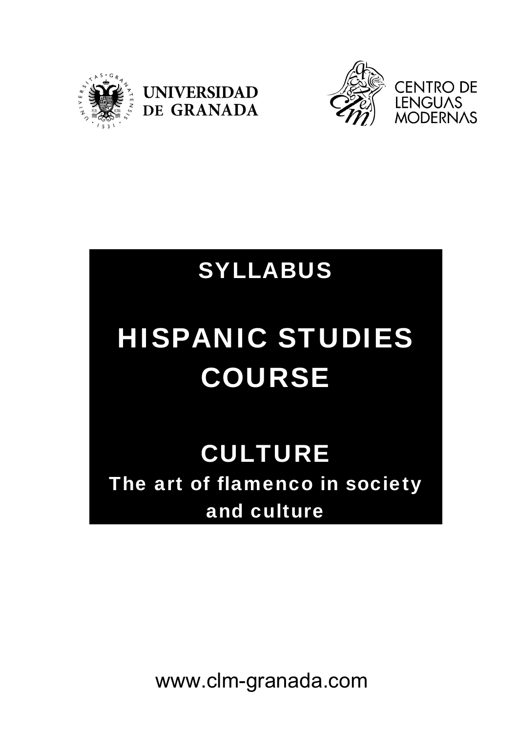UNIVERSIDAD DE GRANADA

CENTRO DE LENGUAS MODERNAS

# SYLLABUS

# HISPANIC STUDIES COURSE

## CULTURE

### The art of flamenco in society and culture

www.clm-granada.com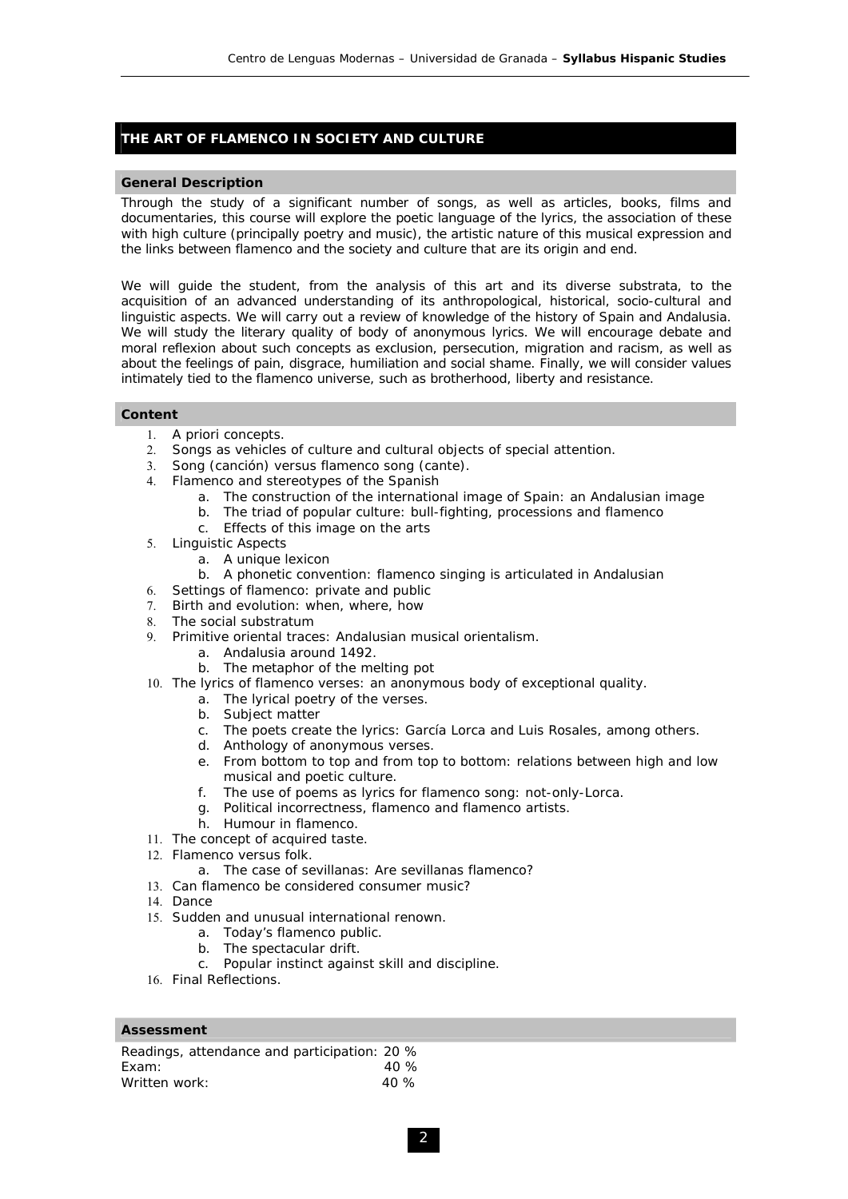## THE ART OF FLAMENCO IN SOCIETY AND CULTURE

### General Description

Through the study of a significant number of songs, as well as articles, books, films and documentaries, this course will explore the poetic language of the lyrics, the association of these with high culture (principally poetry and music), the artistic nature of this musical expression and the links between flamenco and the society and culture that are its origin and end.

We will guide the student, from the analysis of this art and its diverse substrata, to the acquisition of an advanced understanding of its anthropological, historical, socio-cultural and linguistic aspects. We will carry out a review of knowledge of the history of Spain and Andalusia. We will study the literary quality of body of anonymous lyrics. We will encourage debate and moral reflexion about such concepts as exclusion, persecution, migration and racism, as well as about the feelings of pain, disgrace, humiliation and social shame. Finally, we will consider values intimately tied to the flamenco universe, such as brotherhood, liberty and resistance.

### Content

1. A priori concepts.
2. Songs as vehicles of culture and cultural objects of special attention.
3. Song (canción) versus flamenco song (cante).
4. Flamenco and stereotypes of the Spanish
   a. The construction of the international image of Spain: an Andalusian image
   b. The triad of popular culture: bull-fighting, processions and flamenco
   c. Effects of this image on the arts
5. Linguistic Aspects
   a. A unique lexicon
   b. A phonetic convention: flamenco singing is articulated in Andalusian
6. Settings of flamenco: private and public
7. Birth and evolution: when, where, how
8. The social substratum
9. Primitive oriental traces: Andalusian musical orientalism.
   a. Andalusia around 1492.
   b. The metaphor of the melting pot
10. The lyrics of flamenco verses: an anonymous body of exceptional quality.
    a. The lyrical poetry of the verses.
    b. Subject matter
    c. The poets create the lyrics: García Lorca and Luis Rosales, among others.
    d. Anthology of anonymous verses.
    e. From bottom to top and from top to bottom: relations between high and low musical and poetic culture.
    f. The use of poems as lyrics for flamenco song: not-only-Lorca.
    g. Political incorrectness, flamenco and flamenco artists.
    h. Humour in flamenco.
11. The concept of acquired taste.
12. Flamenco versus folk.
    a. The case of sevillanas: Are sevillanas flamenco?
13. Can flamenco be considered consumer music?
14. Dance
15. Sudden and unusual international renown.
    a. Today's flamenco public.
    b. The spectacular drift.
    c. Popular instinct against skill and discipline.
16. Final Reflections.

### Assessment

Readings, attendance and participation: 20 %
Exam: 40 %
Written work: 40 %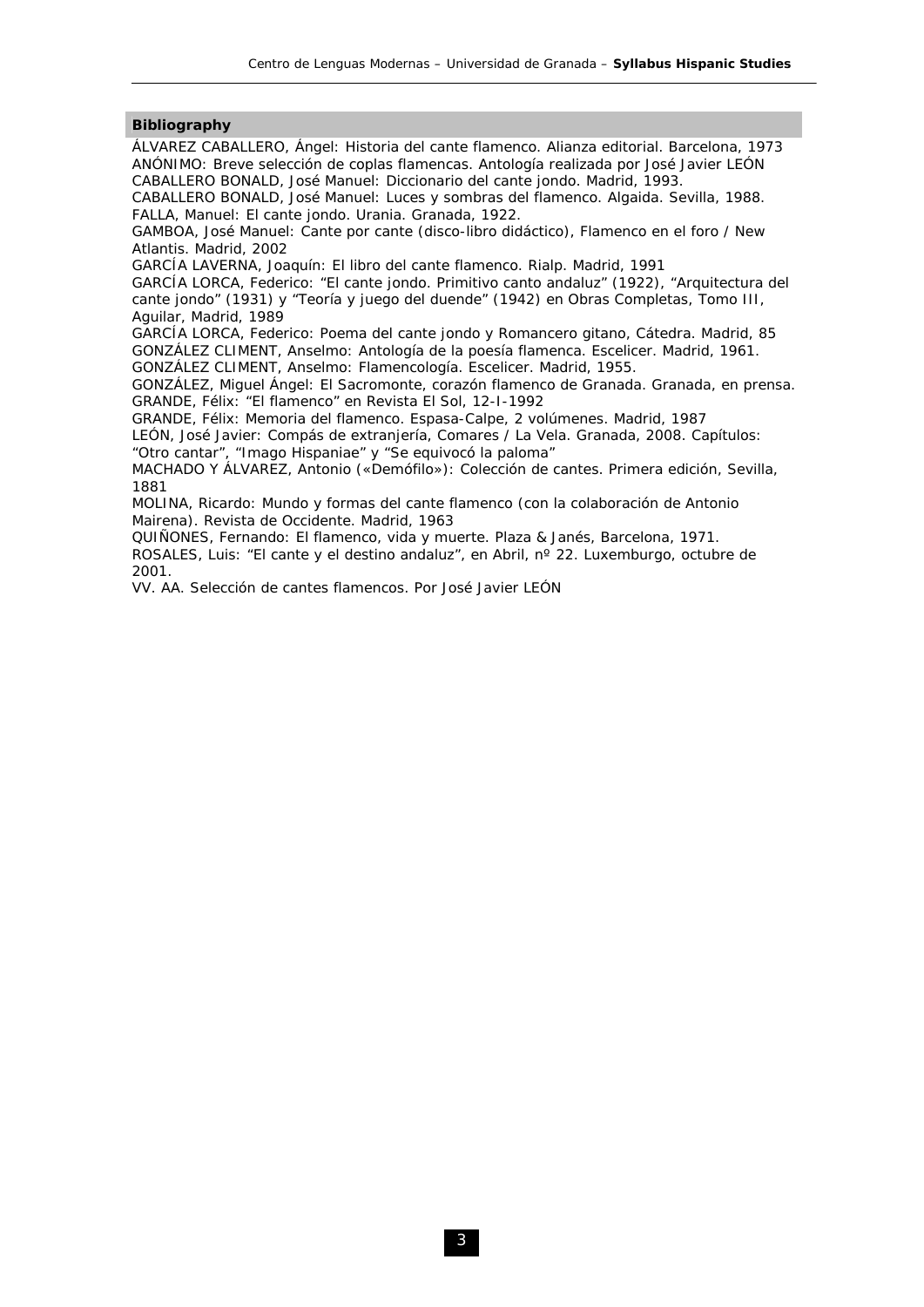## Bibliography

ÁLVAREZ CABALLERO, Ángel: Historia del cante flamenco. Alianza editorial. Barcelona, 1973
ANÓNIMO: Breve selección de coplas flamencas. Antología realizada por José Javier LEÓN
CABALLERO BONALD, José Manuel: Diccionario del cante jondo. Madrid, 1993.
CABALLERO BONALD, José Manuel: Luces y sombras del flamenco. Algaida. Sevilla, 1988.
FALLA, Manuel: El cante jondo. Urania. Granada, 1922.
GAMBOA, José Manuel: Cante por cante (disco-libro didáctico), Flamenco en el foro / New Atlantis. Madrid, 2002
GARCÍA LAVERNA, Joaquín: El libro del cante flamenco. Rialp. Madrid, 1991
GARCÍA LORCA, Federico: "El cante jondo. Primitivo canto andaluz" (1922), "Arquitectura del cante jondo" (1931) y "Teoría y juego del duende" (1942) en Obras Completas, Tomo III, Aguilar, Madrid, 1989
GARCÍA LORCA, Federico: Poema del cante jondo y Romancero gitano, Cátedra. Madrid, 85
GONZÁLEZ CLIMENT, Anselmo: Antología de la poesía flamenca. Escelicer. Madrid, 1961.
GONZÁLEZ CLIMENT, Anselmo: Flamencología. Escelicer. Madrid, 1955.
GONZÁLEZ, Miguel Ángel: El Sacromonte, corazón flamenco de Granada. Granada, en prensa.
GRANDE, Félix: "El flamenco" en Revista El Sol, 12-I-1992
GRANDE, Félix: Memoria del flamenco. Espasa-Calpe, 2 volúmenes. Madrid, 1987
LEÓN, José Javier: Compás de extranjería, Comares / La Vela. Granada, 2008. Capítulos: "Otro cantar", "Imago Hispaniae" y "Se equivocó la paloma"
MACHADO Y ÁLVAREZ, Antonio («Demófilo»): Colección de cantes. Primera edición, Sevilla, 1881
MOLINA, Ricardo: Mundo y formas del cante flamenco (con la colaboración de Antonio Mairena). Revista de Occidente. Madrid, 1963
QUIÑONES, Fernando: El flamenco, vida y muerte. Plaza & Janés, Barcelona, 1971.
ROSALES, Luis: "El cante y el destino andaluz", en Abril, nº 22. Luxemburgo, octubre de 2001.
VV. AA. Selección de cantes flamencos. Por José Javier LEÓN